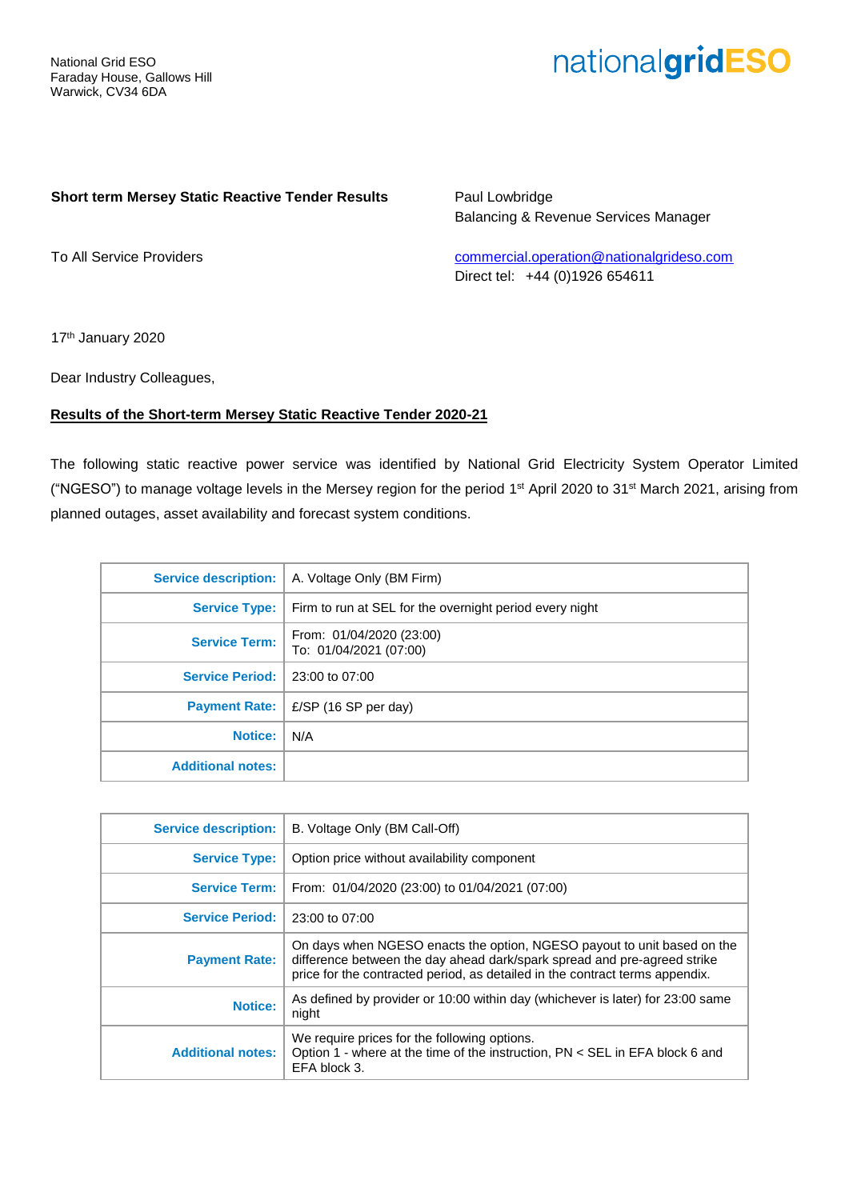National Grid ESO
Faraday House, Gallows Hill
Warwick, CV34 6DA

nationalgridESO

**Short term Mersey Static Reactive Tender Results**

To All Service Providers

Paul Lowbridge
Balancing & Revenue Services Manager

commercial.operation@nationalgrideso.com
Direct tel: +44 (0)1926 654611

17th January 2020

Dear Industry Colleagues,

**Results of the Short-term Mersey Static Reactive Tender 2020-21**

The following static reactive power service was identified by National Grid Electricity System Operator Limited ("NGESO") to manage voltage levels in the Mersey region for the period 1st April 2020 to 31st March 2021, arising from planned outages, asset availability and forecast system conditions.

| | |
|---|---|
| **Service description:** | A. Voltage Only (BM Firm) |
| **Service Type:** | Firm to run at SEL for the overnight period every night |
| **Service Term:** | From: 01/04/2020 (23:00)<br>To: 01/04/2021 (07:00) |
| **Service Period:** | 23:00 to 07:00 |
| **Payment Rate:** | £/SP (16 SP per day) |
| **Notice:** | N/A |
| **Additional notes:** | |

| | |
|---|---|
| **Service description:** | B. Voltage Only (BM Call-Off) |
| **Service Type:** | Option price without availability component |
| **Service Term:** | From: 01/04/2020 (23:00) to 01/04/2021 (07:00) |
| **Service Period:** | 23:00 to 07:00 |
| **Payment Rate:** | On days when NGESO enacts the option, NGESO payout to unit based on the difference between the day ahead dark/spark spread and pre-agreed strike price for the contracted period, as detailed in the contract terms appendix. |
| **Notice:** | As defined by provider or 10:00 within day (whichever is later) for 23:00 same night |
| **Additional notes:** | We require prices for the following options.<br>Option 1 - where at the time of the instruction, PN < SEL in EFA block 6 and EFA block 3. |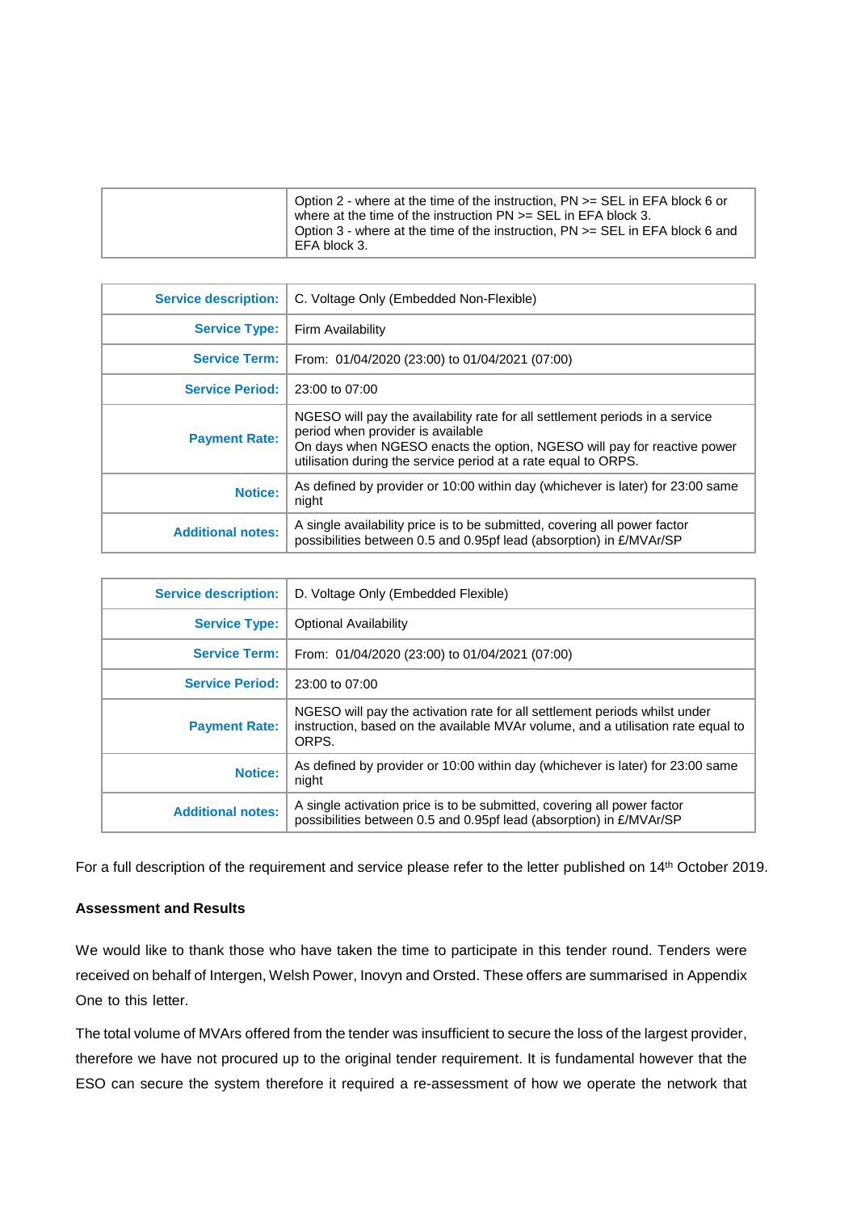| | |
|---|---|
| | Option 2 - where at the time of the instruction, PN >= SEL in EFA block 6 or where at the time of the instruction PN >= SEL in EFA block 3.<br>Option 3 - where at the time of the instruction, PN >= SEL in EFA block 6 and EFA block 3. |

| | |
|---|---|
| **Service description:** | C. Voltage Only (Embedded Non-Flexible) |
| **Service Type:** | Firm Availability |
| **Service Term:** | From: 01/04/2020 (23:00) to 01/04/2021 (07:00) |
| **Service Period:** | 23:00 to 07:00 |
| **Payment Rate:** | NGESO will pay the availability rate for all settlement periods in a service period when provider is available<br>On days when NGESO enacts the option, NGESO will pay for reactive power utilisation during the service period at a rate equal to ORPS. |
| **Notice:** | As defined by provider or 10:00 within day (whichever is later) for 23:00 same night |
| **Additional notes:** | A single availability price is to be submitted, covering all power factor possibilities between 0.5 and 0.95pf lead (absorption) in £/MVAr/SP |

| | |
|---|---|
| **Service description:** | D. Voltage Only (Embedded Flexible) |
| **Service Type:** | Optional Availability |
| **Service Term:** | From: 01/04/2020 (23:00) to 01/04/2021 (07:00) |
| **Service Period:** | 23:00 to 07:00 |
| **Payment Rate:** | NGESO will pay the activation rate for all settlement periods whilst under instruction, based on the available MVAr volume, and a utilisation rate equal to ORPS. |
| **Notice:** | As defined by provider or 10:00 within day (whichever is later) for 23:00 same night |
| **Additional notes:** | A single activation price is to be submitted, covering all power factor possibilities between 0.5 and 0.95pf lead (absorption) in £/MVAr/SP |

For a full description of the requirement and service please refer to the letter published on 14th October 2019.

**Assessment and Results**

We would like to thank those who have taken the time to participate in this tender round. Tenders were received on behalf of Intergen, Welsh Power, Inovyn and Orsted. These offers are summarised in Appendix One to this letter.

The total volume of MVArs offered from the tender was insufficient to secure the loss of the largest provider, therefore we have not procured up to the original tender requirement. It is fundamental however that the ESO can secure the system therefore it required a re-assessment of how we operate the network that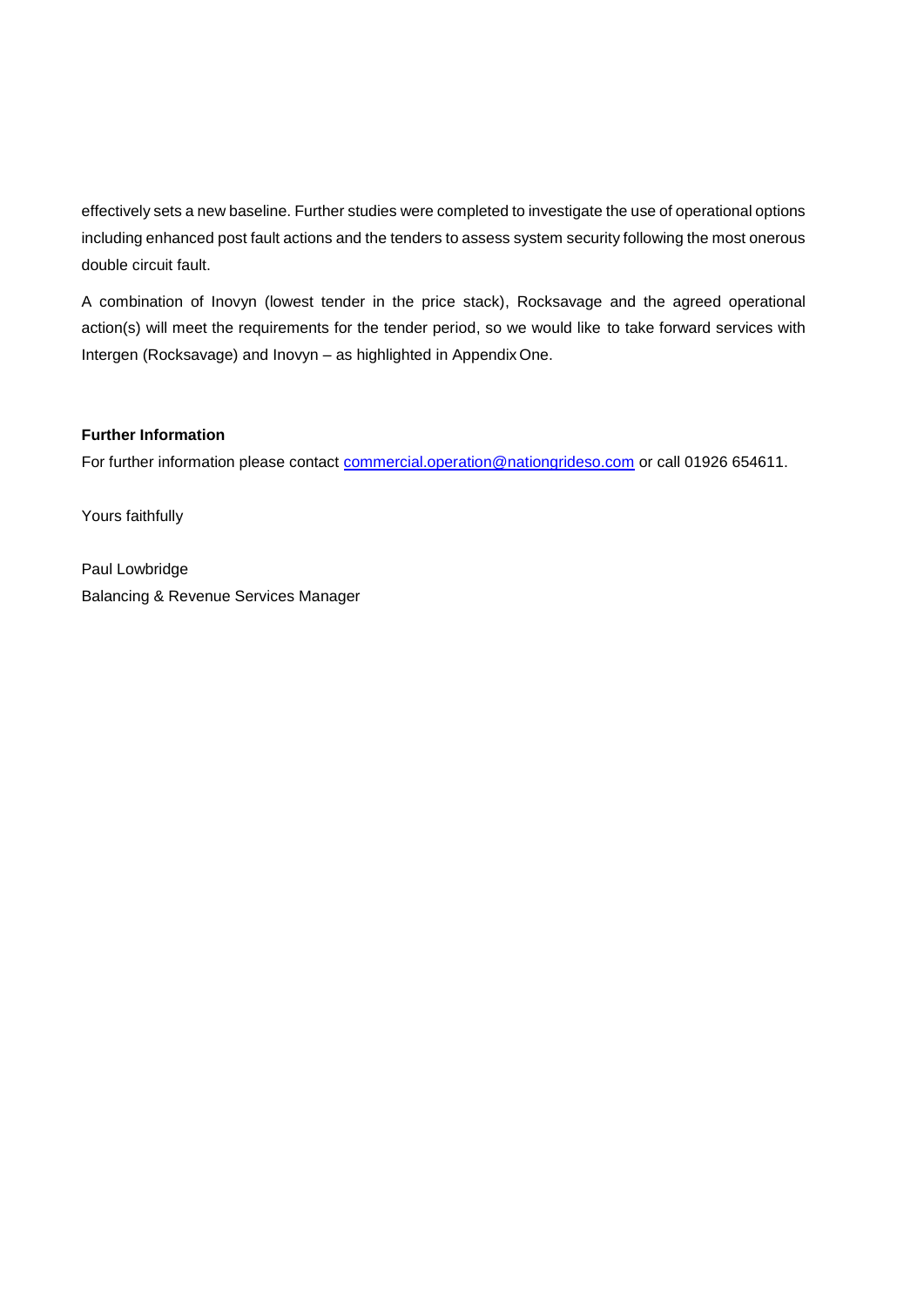effectively sets a new baseline. Further studies were completed to investigate the use of operational options including enhanced post fault actions and the tenders to assess system security following the most onerous double circuit fault.

A combination of Inovyn (lowest tender in the price stack), Rocksavage and the agreed operational action(s) will meet the requirements for the tender period, so we would like to take forward services with Intergen (Rocksavage) and Inovyn – as highlighted in Appendix One.

**Further Information**

For further information please contact [commercial.operation@nationgrideso.com](mailto:commercial.operation@nationgrideso.com) or call 01926 654611.

Yours faithfully

Paul Lowbridge
Balancing & Revenue Services Manager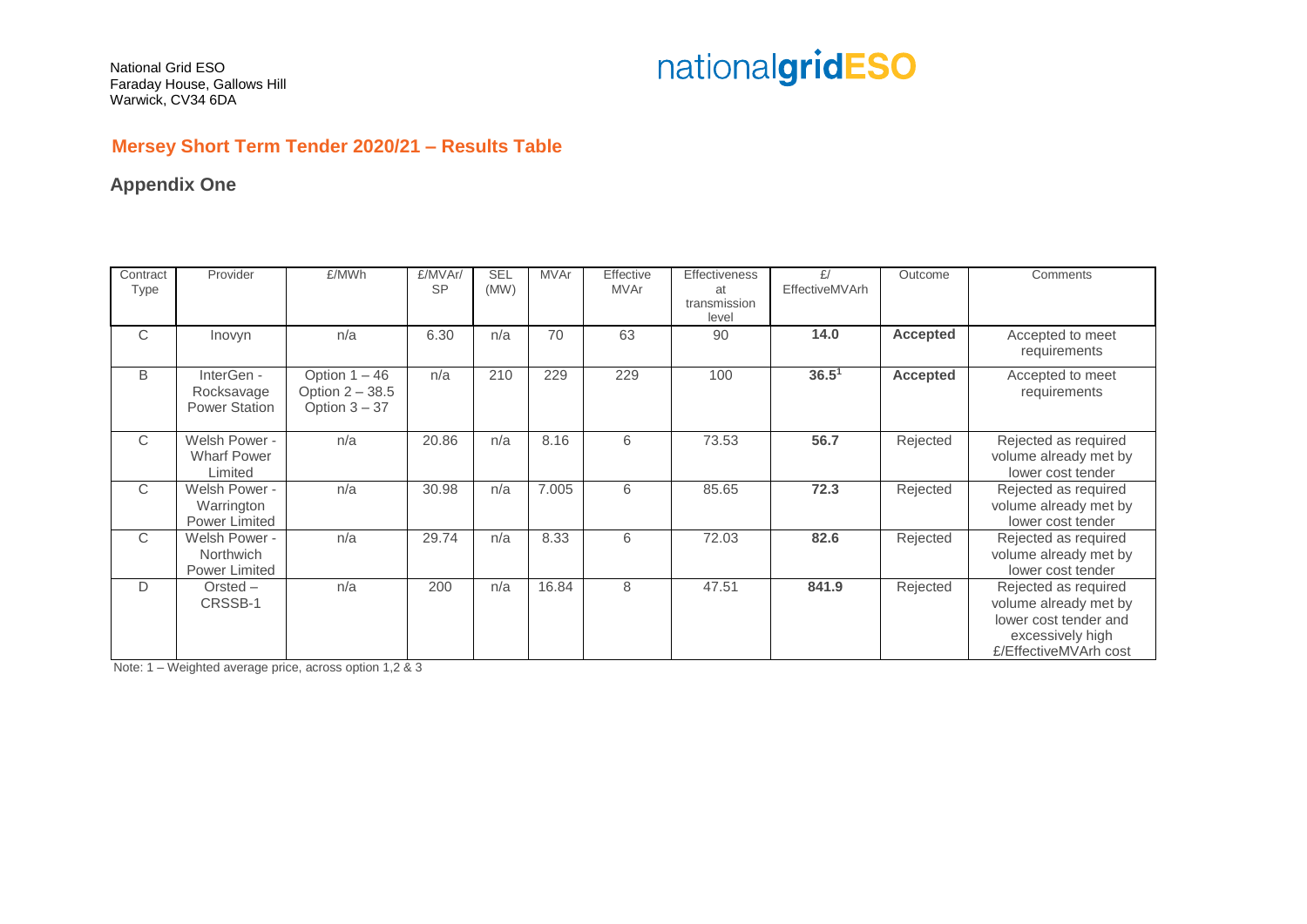National Grid ESO
Faraday House, Gallows Hill
Warwick, CV34 6DA

nationalgridESO

## Mersey Short Term Tender 2020/21 – Results Table

### Appendix One

| Contract Type | Provider | £/MWh | £/MVAr/ SP | SEL (MW) | MVAr | Effective MVAr | Effectiveness at transmission level | £/ EffectiveMVArh | Outcome | Comments |
|---|---|---|---|---|---|---|---|---|---|---|
| C | Inovyn | n/a | 6.30 | n/a | 70 | 63 | 90 | **14.0** | **Accepted** | Accepted to meet requirements |
| B | InterGen - Rocksavage Power Station | Option 1 – 46<br>Option 2 – 38.5<br>Option 3 – 37 | n/a | 210 | 229 | 229 | 100 | **36.5**[1] | **Accepted** | Accepted to meet requirements |
| C | Welsh Power - Wharf Power Limited | n/a | 20.86 | n/a | 8.16 | 6 | 73.53 | **56.7** | Rejected | Rejected as required volume already met by lower cost tender |
| C | Welsh Power - Warrington Power Limited | n/a | 30.98 | n/a | 7.005 | 6 | 85.65 | **72.3** | Rejected | Rejected as required volume already met by lower cost tender |
| C | Welsh Power - Northwich Power Limited | n/a | 29.74 | n/a | 8.33 | 6 | 72.03 | **82.6** | Rejected | Rejected as required volume already met by lower cost tender |
| D | Orsted – CRSSB-1 | n/a | 200 | n/a | 16.84 | 8 | 47.51 | **841.9** | Rejected | Rejected as required volume already met by lower cost tender and excessively high £/EffectiveMVArh cost |

Note: 1 – Weighted average price, across option 1,2 & 3